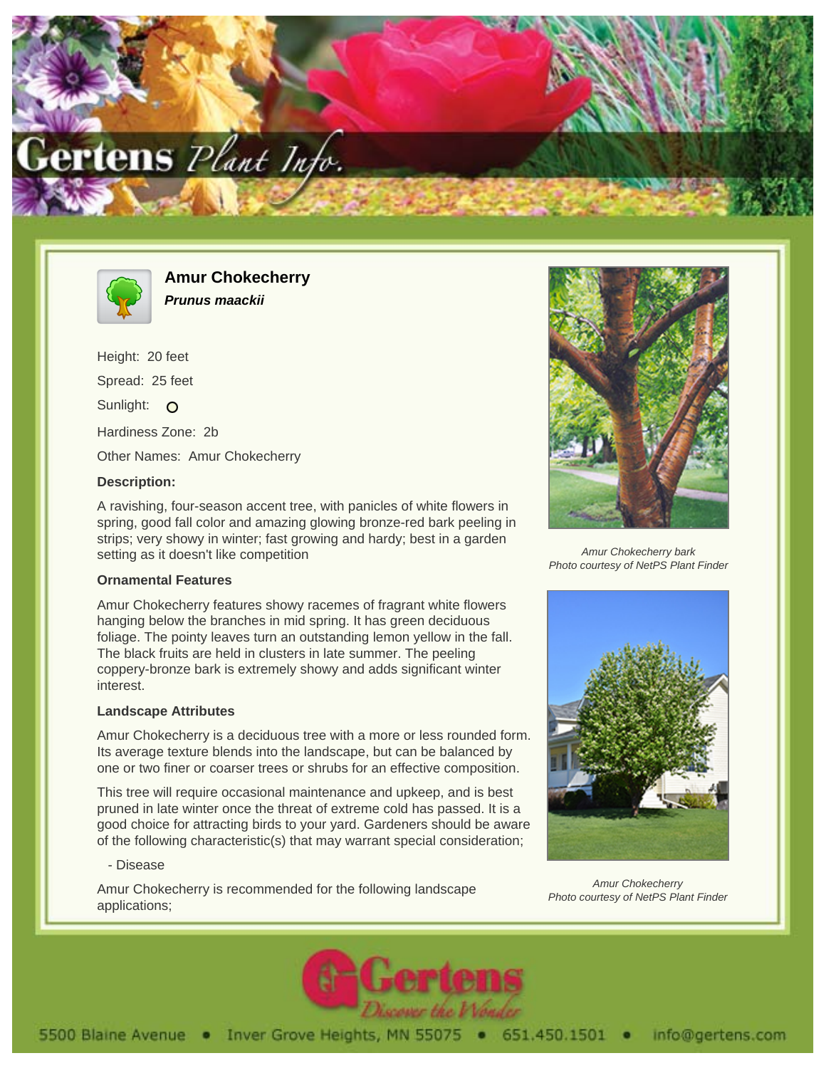# Amur Chokecherry

***Prunus maackii***

Height: 20 feet

Spread: 25 feet

Sunlight: O

Hardiness Zone: 2b

Other Names: Amur Chokecherry

**Description:**

A ravishing, four-season accent tree, with panicles of white flowers in spring, good fall color and amazing glowing bronze-red bark peeling in strips; very showy in winter; fast growing and hardy; best in a garden setting as it doesn't like competition

**Ornamental Features**

Amur Chokecherry features showy racemes of fragrant white flowers hanging below the branches in mid spring. It has green deciduous foliage. The pointy leaves turn an outstanding lemon yellow in the fall. The black fruits are held in clusters in late summer. The peeling coppery-bronze bark is extremely showy and adds significant winter interest.

**Landscape Attributes**

Amur Chokecherry is a deciduous tree with a more or less rounded form. Its average texture blends into the landscape, but can be balanced by one or two finer or coarser trees or shrubs for an effective composition.

This tree will require occasional maintenance and upkeep, and is best pruned in late winter once the threat of extreme cold has passed. It is a good choice for attracting birds to your yard. Gardeners should be aware of the following characteristic(s) that may warrant special consideration;

- Disease

Amur Chokecherry is recommended for the following landscape applications;

*Amur Chokecherry bark*
*Photo courtesy of NetPS Plant Finder*

*Amur Chokecherry*
*Photo courtesy of NetPS Plant Finder*

5500 Blaine Avenue • Inver Grove Heights, MN 55075 • 651.450.1501 • info@gertens.com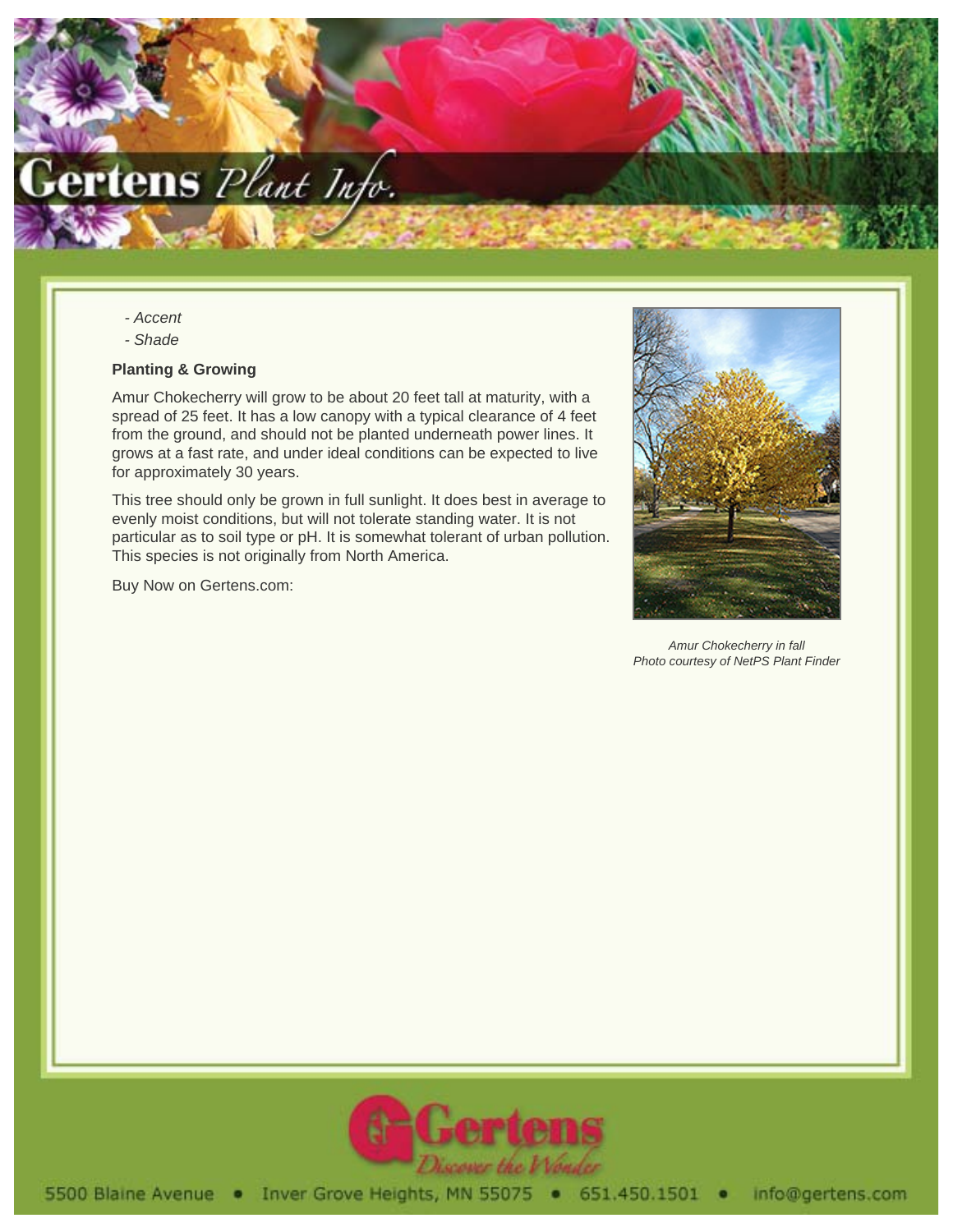- *Accent*
- *Shade*

**Planting & Growing**

Amur Chokecherry will grow to be about 20 feet tall at maturity, with a spread of 25 feet. It has a low canopy with a typical clearance of 4 feet from the ground, and should not be planted underneath power lines. It grows at a fast rate, and under ideal conditions can be expected to live for approximately 30 years.

This tree should only be grown in full sunlight. It does best in average to evenly moist conditions, but will not tolerate standing water. It is not particular as to soil type or pH. It is somewhat tolerant of urban pollution. This species is not originally from North America.

Buy Now on Gertens.com:

*Amur Chokecherry in fall*
*Photo courtesy of NetPS Plant Finder*